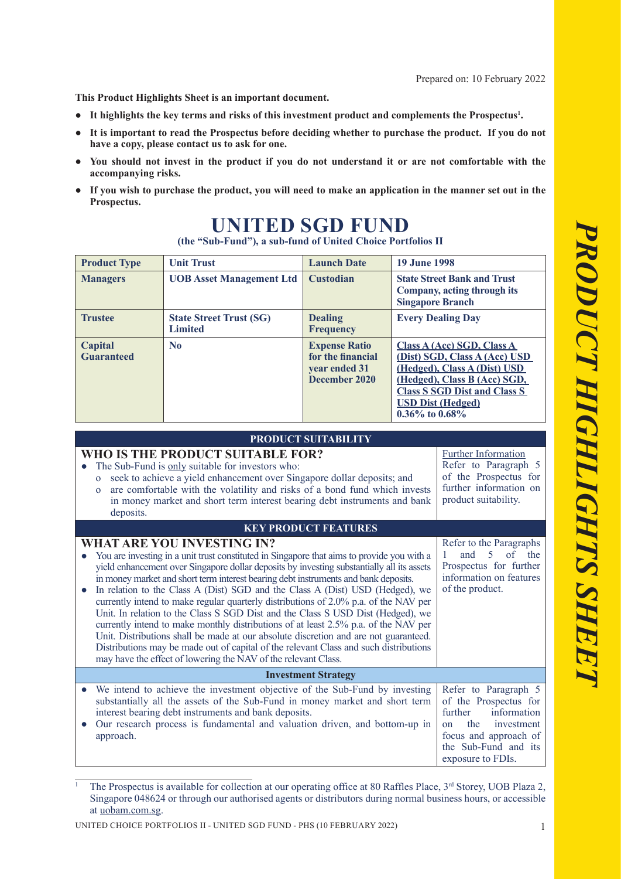Prepared on: 10 February 2022

**This Product Highlights Sheet is an important document.**

- **It highlights the key terms and risks of this investment product and complements the Prospectus[1].**
- **It is important to read the Prospectus before deciding whether to purchase the product. If you do not have a copy, please contact us to ask for one.**
- **You should not invest in the product if you do not understand it or are not comfortable with the accompanying risks.**
- **If you wish to purchase the product, you will need to make an application in the manner set out in the Prospectus.**

# UNITED SGD FUND

**(the "Sub-Fund"), a sub-fund of United Choice Portfolios II**

| **Product Type** | **Unit Trust** | **Launch Date** | **19 June 1998** |
|---|---|---|---|
| **Managers** | **UOB Asset Management Ltd** | **Custodian** | **State Street Bank and Trust Company, acting through its Singapore Branch** |
| **Trustee** | **State Street Trust (SG) Limited** | **Dealing Frequency** | **Every Dealing Day** |
| **Capital Guaranteed** | **No** | **Expense Ratio for the financial year ended 31 December 2020** | **Class A (Acc) SGD, Class A (Dist) SGD, Class A (Acc) USD (Hedged), Class A (Dist) USD (Hedged), Class B (Acc) SGD, Class S SGD Dist and Class S USD Dist (Hedged)** 0.36% to 0.68% |

## PRODUCT SUITABILITY

| **WHO IS THE PRODUCT SUITABLE FOR?** | Further Information |
|---|---|
| • The Sub-Fund is only suitable for investors who:<br>o seek to achieve a yield enhancement over Singapore dollar deposits; and<br>o are comfortable with the volatility and risks of a bond fund which invests in money market and short term interest bearing debt instruments and bank deposits. | Refer to Paragraph 5 of the Prospectus for further information on product suitability. |

## KEY PRODUCT FEATURES

| **WHAT ARE YOU INVESTING IN?** | |
|---|---|
| • You are investing in a unit trust constituted in Singapore that aims to provide you with a yield enhancement over Singapore dollar deposits by investing substantially all its assets in money market and short term interest bearing debt instruments and bank deposits.<br>• In relation to the Class A (Dist) SGD and the Class A (Dist) USD (Hedged), we currently intend to make regular quarterly distributions of 2.0% p.a. of the NAV per Unit. In relation to the Class S SGD Dist and the Class S USD Dist (Hedged), we currently intend to make monthly distributions of at least 2.5% p.a. of the NAV per Unit. Distributions shall be made at our absolute discretion and are not guaranteed. Distributions may be made out of capital of the relevant Class and such distributions may have the effect of lowering the NAV of the relevant Class. | Refer to the Paragraphs 1 and 5 of the Prospectus for further information on features of the product. |

### Investment Strategy

| | |
|---|---|
| • We intend to achieve the investment objective of the Sub-Fund by investing substantially all the assets of the Sub-Fund in money market and short term interest bearing debt instruments and bank deposits.<br>• Our research process is fundamental and valuation driven, and bottom-up in approach. | Refer to Paragraph 5 of the Prospectus for further information on the investment focus and approach of the Sub-Fund and its exposure to FDIs. |

[1] The Prospectus is available for collection at our operating office at 80 Raffles Place, 3rd Storey, UOB Plaza 2, Singapore 048624 or through our authorised agents or distributors during normal business hours, or accessible at uobam.com.sg.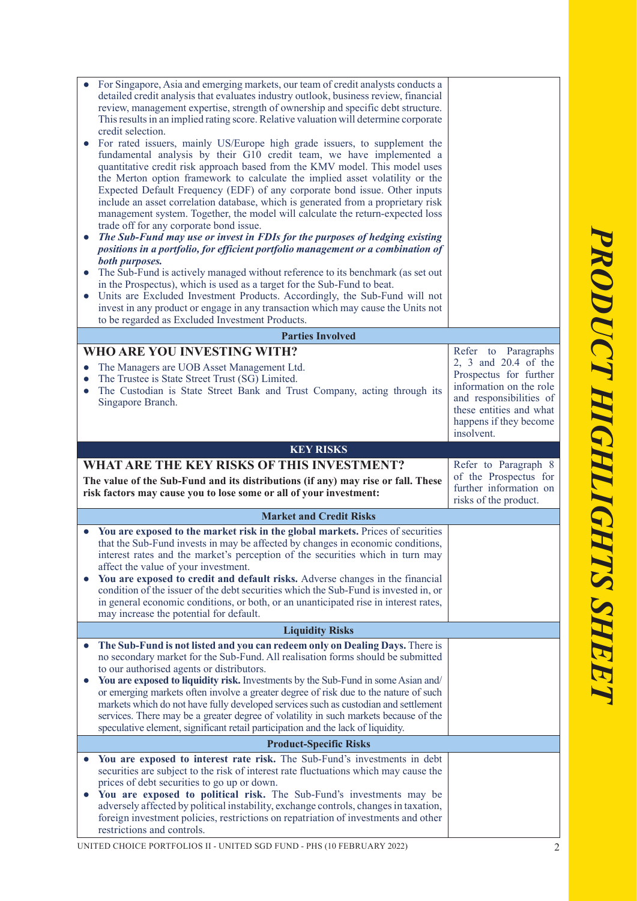| | |
|---|---|
| • For Singapore, Asia and emerging markets, our team of credit analysts conducts a detailed credit analysis that evaluates industry outlook, business review, financial review, management expertise, strength of ownership and specific debt structure. This results in an implied rating score. Relative valuation will determine corporate credit selection.<br>• For rated issuers, mainly US/Europe high grade issuers, to supplement the fundamental analysis by their G10 credit team, we have implemented a quantitative credit risk approach based from the KMV model. This model uses the Merton option framework to calculate the implied asset volatility or the Expected Default Frequency (EDF) of any corporate bond issue. Other inputs include an asset correlation database, which is generated from a proprietary risk management system. Together, the model will calculate the return-expected loss trade off for any corporate bond issue.<br>• ***The Sub-Fund may use or invest in FDIs for the purposes of hedging existing positions in a portfolio, for efficient portfolio management or a combination of both purposes.***<br>• The Sub-Fund is actively managed without reference to its benchmark (as set out in the Prospectus), which is used as a target for the Sub-Fund to beat.<br>• Units are Excluded Investment Products. Accordingly, the Sub-Fund will not invest in any product or engage in any transaction which may cause the Units not to be regarded as Excluded Investment Products. | |
| **Parties Involved** | |
| **WHO ARE YOU INVESTING WITH?**<br>• The Managers are UOB Asset Management Ltd.<br>• The Trustee is State Street Trust (SG) Limited.<br>• The Custodian is State Street Bank and Trust Company, acting through its Singapore Branch. | Refer to Paragraphs 2, 3 and 20.4 of the Prospectus for further information on the role and responsibilities of these entities and what happens if they become insolvent. |
| **KEY RISKS** | |
| **WHAT ARE THE KEY RISKS OF THIS INVESTMENT?**<br>**The value of the Sub-Fund and its distributions (if any) may rise or fall. These risk factors may cause you to lose some or all of your investment:** | Refer to Paragraph 8 of the Prospectus for further information on risks of the product. |
| **Market and Credit Risks** | |
| • **You are exposed to the market risk in the global markets.** Prices of securities that the Sub-Fund invests in may be affected by changes in economic conditions, interest rates and the market's perception of the securities which in turn may affect the value of your investment.<br>• **You are exposed to credit and default risks.** Adverse changes in the financial condition of the issuer of the debt securities which the Sub-Fund is invested in, or in general economic conditions, or both, or an unanticipated rise in interest rates, may increase the potential for default. | |
| **Liquidity Risks** | |
| • **The Sub-Fund is not listed and you can redeem only on Dealing Days.** There is no secondary market for the Sub-Fund. All realisation forms should be submitted to our authorised agents or distributors.<br>• **You are exposed to liquidity risk.** Investments by the Sub-Fund in some Asian and/or emerging markets often involve a greater degree of risk due to the nature of such markets which do not have fully developed services such as custodian and settlement services. There may be a greater degree of volatility in such markets because of the speculative element, significant retail participation and the lack of liquidity. | |
| **Product-Specific Risks** | |
| • **You are exposed to interest rate risk.** The Sub-Fund's investments in debt securities are subject to the risk of interest rate fluctuations which may cause the prices of debt securities to go up or down.<br>• **You are exposed to political risk.** The Sub-Fund's investments may be adversely affected by political instability, exchange controls, changes in taxation, foreign investment policies, restrictions on repatriation of investments and other restrictions and controls. | |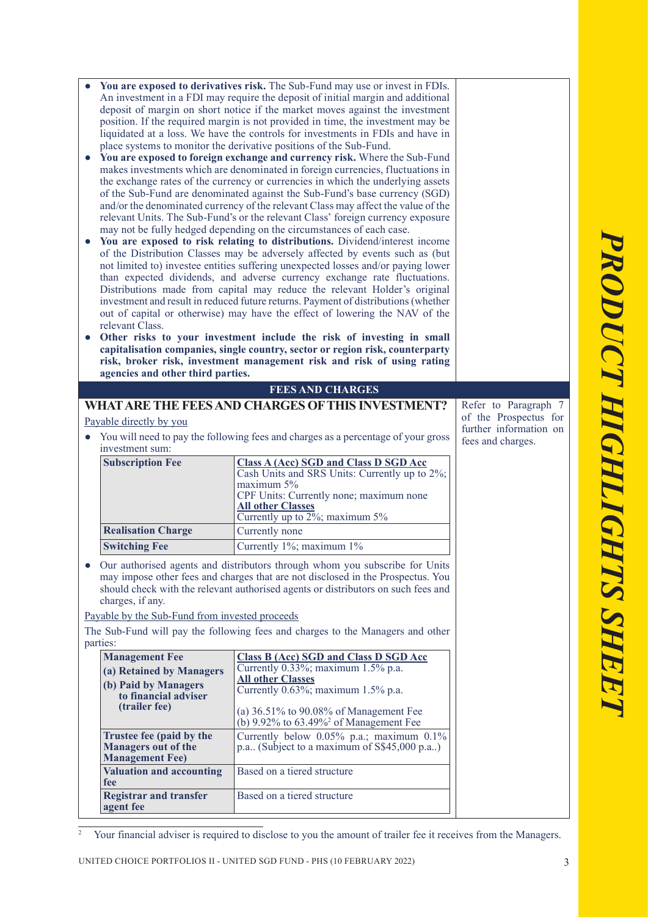- **You are exposed to derivatives risk.** The Sub-Fund may use or invest in FDIs. An investment in a FDI may require the deposit of initial margin and additional deposit of margin on short notice if the market moves against the investment position. If the required margin is not provided in time, the investment may be liquidated at a loss. We have the controls for investments in FDIs and have in place systems to monitor the derivative positions of the Sub-Fund.
- **You are exposed to foreign exchange and currency risk.** Where the Sub-Fund makes investments which are denominated in foreign currencies, fluctuations in the exchange rates of the currency or currencies in which the underlying assets of the Sub-Fund are denominated against the Sub-Fund's base currency (SGD) and/or the denominated currency of the relevant Class may affect the value of the relevant Units. The Sub-Fund's or the relevant Class' foreign currency exposure may not be fully hedged depending on the circumstances of each case.
- **You are exposed to risk relating to distributions.** Dividend/interest income of the Distribution Classes may be adversely affected by events such as (but not limited to) investee entities suffering unexpected losses and/or paying lower than expected dividends, and adverse currency exchange rate fluctuations. Distributions made from capital may reduce the relevant Holder's original investment and result in reduced future returns. Payment of distributions (whether out of capital or otherwise) may have the effect of lowering the NAV of the relevant Class.
- **Other risks to your investment include the risk of investing in small capitalisation companies, single country, sector or region risk, counterparty risk, broker risk, investment management risk and risk of using rating agencies and other third parties.**

## FEES AND CHARGES

### WHAT ARE THE FEES AND CHARGES OF THIS INVESTMENT?

Refer to Paragraph 7 of the Prospectus for further information on fees and charges.

Payable directly by you

- You will need to pay the following fees and charges as a percentage of your gross investment sum:

| | |
|---|---|
| **Subscription Fee** | **Class A (Acc) SGD and Class D SGD Acc**<br>Cash Units and SRS Units: Currently up to 2%; maximum 5%<br>CPF Units: Currently none; maximum none<br>**All other Classes**<br>Currently up to 2%; maximum 5% |
| **Realisation Charge** | Currently none |
| **Switching Fee** | Currently 1%; maximum 1% |

- Our authorised agents and distributors through whom you subscribe for Units may impose other fees and charges that are not disclosed in the Prospectus. You should check with the relevant authorised agents or distributors on such fees and charges, if any.

Payable by the Sub-Fund from invested proceeds

The Sub-Fund will pay the following fees and charges to the Managers and other parties:

| | |
|---|---|
| **Management Fee**<br>**(a) Retained by Managers**<br>**(b) Paid by Managers to financial adviser (trailer fee)** | **Class B (Acc) SGD and Class D SGD Acc**<br>Currently 0.33%; maximum 1.5% p.a.<br>**All other Classes**<br>Currently 0.63%; maximum 1.5% p.a.<br><br>(a) 36.51% to 90.08% of Management Fee<br>(b) 9.92% to 63.49%[2] of Management Fee |
| **Trustee fee (paid by the Managers out of the Management Fee)** | Currently below 0.05% p.a.; maximum 0.1% p.a.. (Subject to a maximum of S$45,000 p.a..) |
| **Valuation and accounting fee** | Based on a tiered structure |
| **Registrar and transfer agent fee** | Based on a tiered structure |

[2] Your financial adviser is required to disclose to you the amount of trailer fee it receives from the Managers.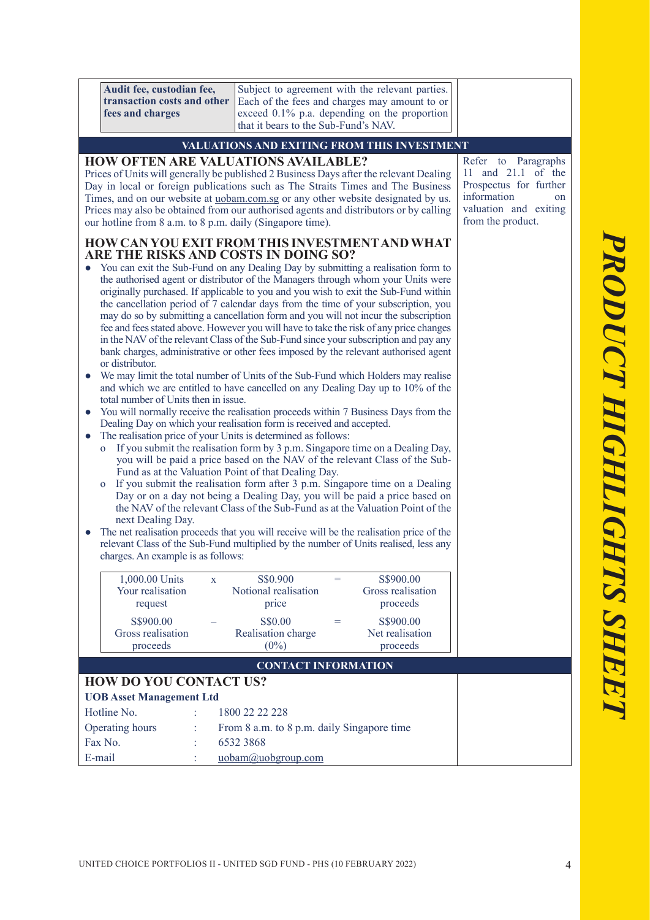| Audit fee, custodian fee, transaction costs and other fees and charges | Subject to agreement with the relevant parties. Each of the fees and charges may amount to or exceed 0.1% p.a. depending on the proportion that it bears to the Sub-Fund's NAV. |
|---|---|

## VALUATIONS AND EXITING FROM THIS INVESTMENT

### HOW OFTEN ARE VALUATIONS AVAILABLE?

Prices of Units will generally be published 2 Business Days after the relevant Dealing Day in local or foreign publications such as The Straits Times and The Business Times, and on our website at uobam.com.sg or any other website designated by us. Prices may also be obtained from our authorised agents and distributors or by calling our hotline from 8 a.m. to 8 p.m. daily (Singapore time).

Refer to Paragraphs 11 and 21.1 of the Prospectus for further information on valuation and exiting from the product.

### HOW CAN YOU EXIT FROM THIS INVESTMENT AND WHAT ARE THE RISKS AND COSTS IN DOING SO?

- You can exit the Sub-Fund on any Dealing Day by submitting a realisation form to the authorised agent or distributor of the Managers through whom your Units were originally purchased. If applicable to you and you wish to exit the Sub-Fund within the cancellation period of 7 calendar days from the time of your subscription, you may do so by submitting a cancellation form and you will not incur the subscription fee and fees stated above. However you will have to take the risk of any price changes in the NAV of the relevant Class of the Sub-Fund since your subscription and pay any bank charges, administrative or other fees imposed by the relevant authorised agent or distributor.
- We may limit the total number of Units of the Sub-Fund which Holders may realise and which we are entitled to have cancelled on any Dealing Day up to 10% of the total number of Units then in issue.
- You will normally receive the realisation proceeds within 7 Business Days from the Dealing Day on which your realisation form is received and accepted.
- The realisation price of your Units is determined as follows:
  - If you submit the realisation form by 3 p.m. Singapore time on a Dealing Day, you will be paid a price based on the NAV of the relevant Class of the Sub-Fund as at the Valuation Point of that Dealing Day.
  - If you submit the realisation form after 3 p.m. Singapore time on a Dealing Day or on a day not being a Dealing Day, you will be paid a price based on the NAV of the relevant Class of the Sub-Fund as at the Valuation Point of the next Dealing Day.
- The net realisation proceeds that you will receive will be the realisation price of the relevant Class of the Sub-Fund multiplied by the number of Units realised, less any charges. An example is as follows:

| 1,000.00 Units<br>Your realisation request | x | S$0.900<br>Notional realisation price | = | S$900.00<br>Gross realisation proceeds |
|---|---|---|---|---|
| S$900.00<br>Gross realisation proceeds | – | S$0.00<br>Realisation charge (0%) | = | S$900.00<br>Net realisation proceeds |

## CONTACT INFORMATION

### HOW DO YOU CONTACT US?

**UOB Asset Management Ltd**

| | | |
|---|---|---|
| Hotline No. | : | 1800 22 22 228 |
| Operating hours | : | From 8 a.m. to 8 p.m. daily Singapore time |
| Fax No. | : | 6532 3868 |
| E-mail | : | uobam@uobgroup.com |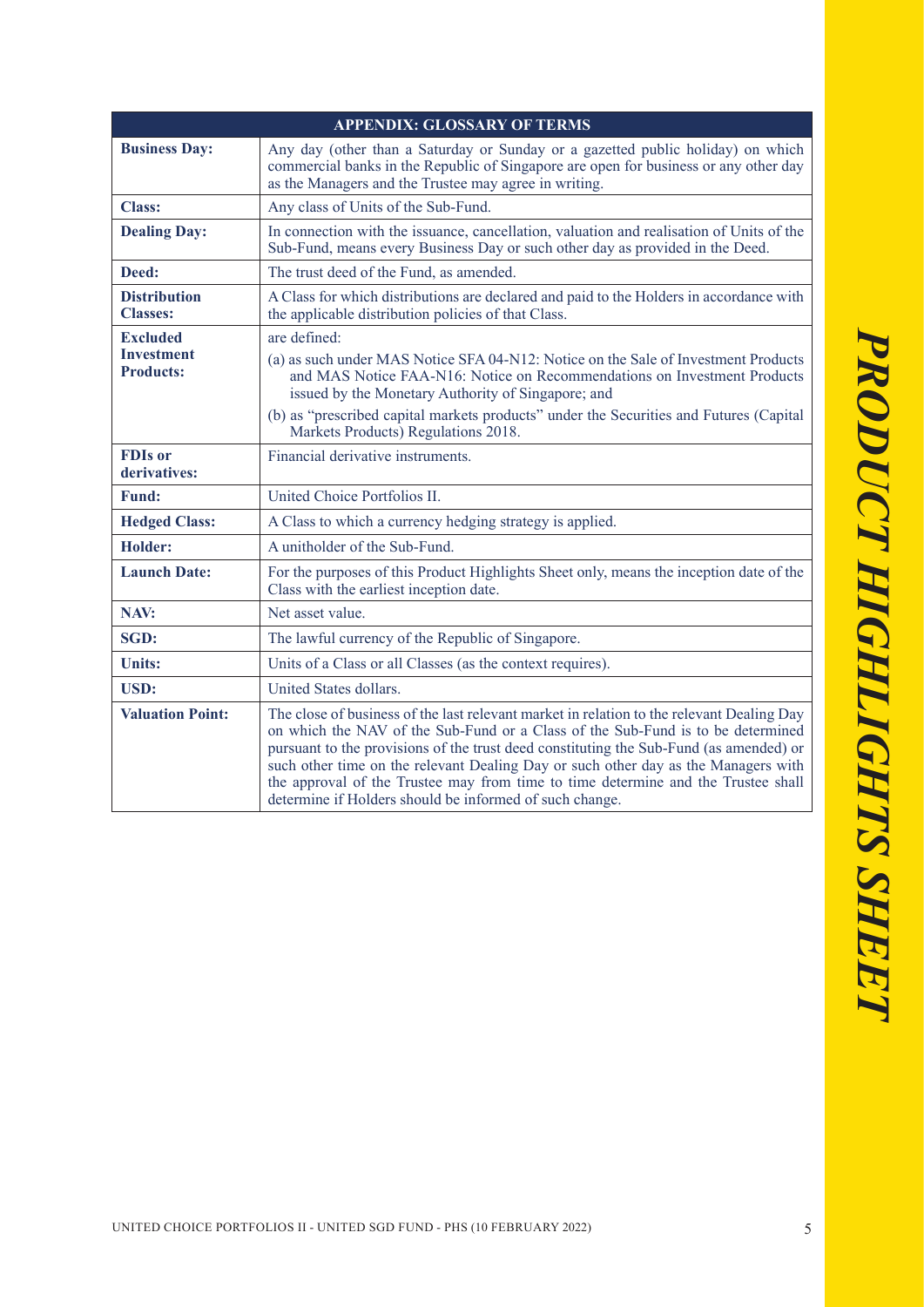| APPENDIX: GLOSSARY OF TERMS | |
|---|---|
| **Business Day:** | Any day (other than a Saturday or Sunday or a gazetted public holiday) on which commercial banks in the Republic of Singapore are open for business or any other day as the Managers and the Trustee may agree in writing. |
| **Class:** | Any class of Units of the Sub-Fund. |
| **Dealing Day:** | In connection with the issuance, cancellation, valuation and realisation of Units of the Sub-Fund, means every Business Day or such other day as provided in the Deed. |
| **Deed:** | The trust deed of the Fund, as amended. |
| **Distribution Classes:** | A Class for which distributions are declared and paid to the Holders in accordance with the applicable distribution policies of that Class. |
| **Excluded Investment Products:** | are defined:<br>(a) as such under MAS Notice SFA 04-N12: Notice on the Sale of Investment Products and MAS Notice FAA-N16: Notice on Recommendations on Investment Products issued by the Monetary Authority of Singapore; and<br>(b) as "prescribed capital markets products" under the Securities and Futures (Capital Markets Products) Regulations 2018. |
| **FDIs or derivatives:** | Financial derivative instruments. |
| **Fund:** | United Choice Portfolios II. |
| **Hedged Class:** | A Class to which a currency hedging strategy is applied. |
| **Holder:** | A unitholder of the Sub-Fund. |
| **Launch Date:** | For the purposes of this Product Highlights Sheet only, means the inception date of the Class with the earliest inception date. |
| **NAV:** | Net asset value. |
| **SGD:** | The lawful currency of the Republic of Singapore. |
| **Units:** | Units of a Class or all Classes (as the context requires). |
| **USD:** | United States dollars. |
| **Valuation Point:** | The close of business of the last relevant market in relation to the relevant Dealing Day on which the NAV of the Sub-Fund or a Class of the Sub-Fund is to be determined pursuant to the provisions of the trust deed constituting the Sub-Fund (as amended) or such other time on the relevant Dealing Day or such other day as the Managers with the approval of the Trustee may from time to time determine and the Trustee shall determine if Holders should be informed of such change. |